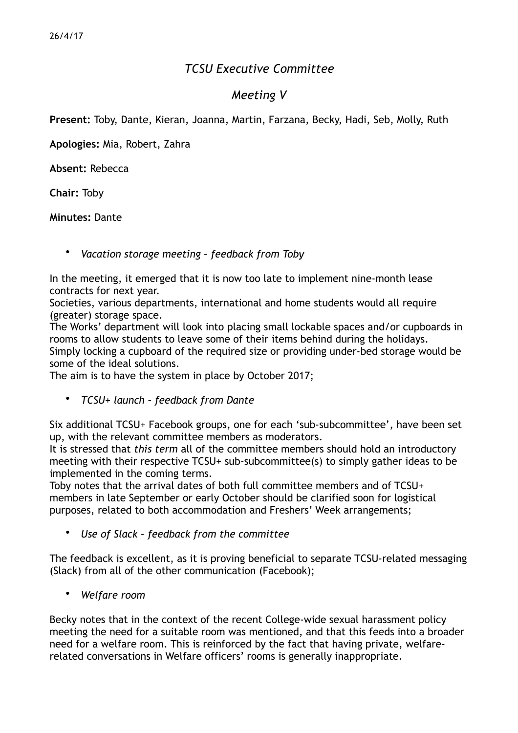26/4/17

# *TCSU Executive Committee*

## *Meeting V*

**Present:** Toby, Dante, Kieran, Joanna, Martin, Farzana, Becky, Hadi, Seb, Molly, Ruth

**Apologies:** Mia, Robert, Zahra

**Absent:** Rebecca

**Chair:** Toby

**Minutes:** Dante

- *Vacation storage meeting – feedback from Toby*

In the meeting, it emerged that it is now too late to implement nine-month lease contracts for next year.
Societies, various departments, international and home students would all require (greater) storage space.
The Works' department will look into placing small lockable spaces and/or cupboards in rooms to allow students to leave some of their items behind during the holidays.
Simply locking a cupboard of the required size or providing under-bed storage would be some of the ideal solutions.
The aim is to have the system in place by October 2017;

- *TCSU+ launch – feedback from Dante*

Six additional TCSU+ Facebook groups, one for each 'sub-subcommittee', have been set up, with the relevant committee members as moderators.
It is stressed that *this term* all of the committee members should hold an introductory meeting with their respective TCSU+ sub-subcommittee(s) to simply gather ideas to be implemented in the coming terms.
Toby notes that the arrival dates of both full committee members and of TCSU+ members in late September or early October should be clarified soon for logistical purposes, related to both accommodation and Freshers' Week arrangements;

- *Use of Slack – feedback from the committee*

The feedback is excellent, as it is proving beneficial to separate TCSU-related messaging (Slack) from all of the other communication (Facebook);

- *Welfare room*

Becky notes that in the context of the recent College-wide sexual harassment policy meeting the need for a suitable room was mentioned, and that this feeds into a broader need for a welfare room. This is reinforced by the fact that having private, welfare-related conversations in Welfare officers' rooms is generally inappropriate.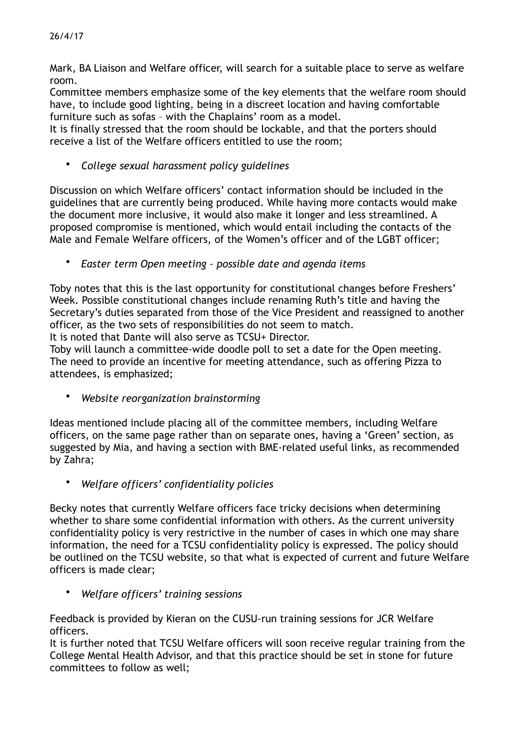26/4/17

Mark, BA Liaison and Welfare officer, will search for a suitable place to serve as welfare room.
Committee members emphasize some of the key elements that the welfare room should have, to include good lighting, being in a discreet location and having comfortable furniture such as sofas – with the Chaplains' room as a model.
It is finally stressed that the room should be lockable, and that the porters should receive a list of the Welfare officers entitled to use the room;

- *College sexual harassment policy guidelines*

Discussion on which Welfare officers' contact information should be included in the guidelines that are currently being produced. While having more contacts would make the document more inclusive, it would also make it longer and less streamlined. A proposed compromise is mentioned, which would entail including the contacts of the Male and Female Welfare officers, of the Women's officer and of the LGBT officer;

- *Easter term Open meeting – possible date and agenda items*

Toby notes that this is the last opportunity for constitutional changes before Freshers' Week. Possible constitutional changes include renaming Ruth's title and having the Secretary's duties separated from those of the Vice President and reassigned to another officer, as the two sets of responsibilities do not seem to match.
It is noted that Dante will also serve as TCSU+ Director.
Toby will launch a committee-wide doodle poll to set a date for the Open meeting.
The need to provide an incentive for meeting attendance, such as offering Pizza to attendees, is emphasized;

- *Website reorganization brainstorming*

Ideas mentioned include placing all of the committee members, including Welfare officers, on the same page rather than on separate ones, having a 'Green' section, as suggested by Mia, and having a section with BME-related useful links, as recommended by Zahra;

- *Welfare officers' confidentiality policies*

Becky notes that currently Welfare officers face tricky decisions when determining whether to share some confidential information with others. As the current university confidentiality policy is very restrictive in the number of cases in which one may share information, the need for a TCSU confidentiality policy is expressed. The policy should be outlined on the TCSU website, so that what is expected of current and future Welfare officers is made clear;

- *Welfare officers' training sessions*

Feedback is provided by Kieran on the CUSU-run training sessions for JCR Welfare officers.
It is further noted that TCSU Welfare officers will soon receive regular training from the College Mental Health Advisor, and that this practice should be set in stone for future committees to follow as well;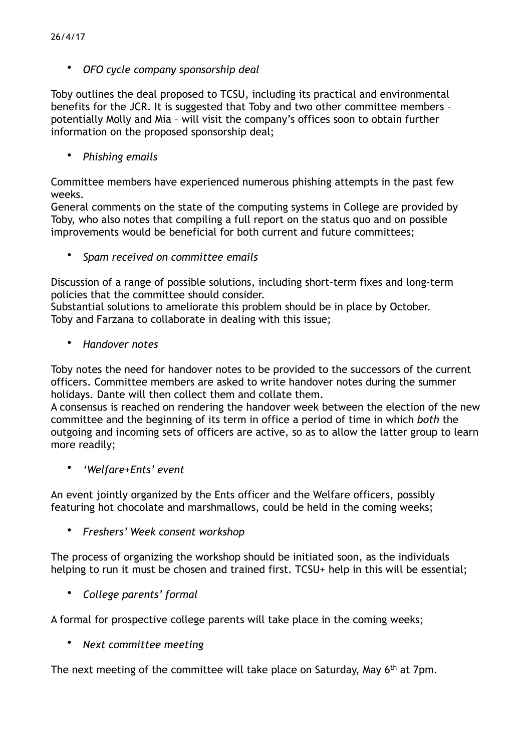26/4/17

- *OFO cycle company sponsorship deal*

Toby outlines the deal proposed to TCSU, including its practical and environmental benefits for the JCR. It is suggested that Toby and two other committee members – potentially Molly and Mia – will visit the company's offices soon to obtain further information on the proposed sponsorship deal;

- *Phishing emails*

Committee members have experienced numerous phishing attempts in the past few weeks.
General comments on the state of the computing systems in College are provided by Toby, who also notes that compiling a full report on the status quo and on possible improvements would be beneficial for both current and future committees;

- *Spam received on committee emails*

Discussion of a range of possible solutions, including short-term fixes and long-term policies that the committee should consider.
Substantial solutions to ameliorate this problem should be in place by October.
Toby and Farzana to collaborate in dealing with this issue;

- *Handover notes*

Toby notes the need for handover notes to be provided to the successors of the current officers. Committee members are asked to write handover notes during the summer holidays. Dante will then collect them and collate them.
A consensus is reached on rendering the handover week between the election of the new committee and the beginning of its term in office a period of time in which *both* the outgoing and incoming sets of officers are active, so as to allow the latter group to learn more readily;

- *'Welfare+Ents' event*

An event jointly organized by the Ents officer and the Welfare officers, possibly featuring hot chocolate and marshmallows, could be held in the coming weeks;

- *Freshers' Week consent workshop*

The process of organizing the workshop should be initiated soon, as the individuals helping to run it must be chosen and trained first. TCSU+ help in this will be essential;

- *College parents' formal*

A formal for prospective college parents will take place in the coming weeks;

- *Next committee meeting*

The next meeting of the committee will take place on Saturday, May 6th at 7pm.